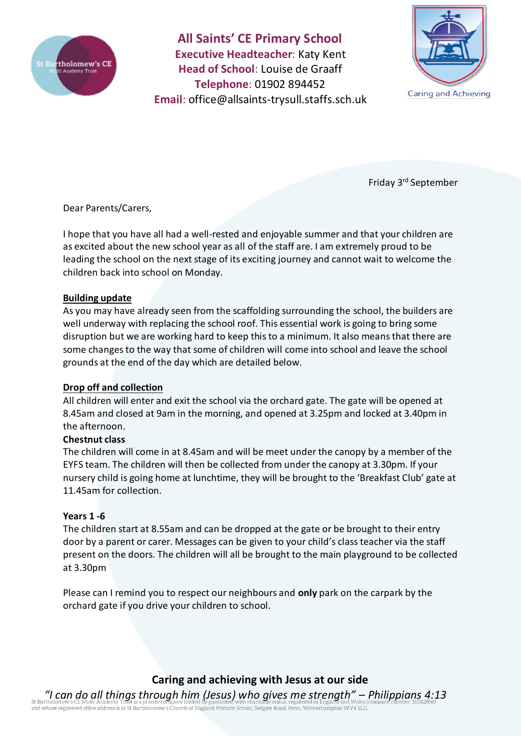# All Saints' CE Primary School

**Executive Headteacher**: Katy Kent
**Head of School**: Louise de Graaff
**Telephone**: 01902 894452
**Email**: office@allsaints-trysull.staffs.sch.uk

Caring and Achieving

Friday 3rd September

Dear Parents/Carers,

I hope that you have all had a well-rested and enjoyable summer and that your children are as excited about the new school year as all of the staff are. I am extremely proud to be leading the school on the next stage of its exciting journey and cannot wait to welcome the children back into school on Monday.

**Building update**

As you may have already seen from the scaffolding surrounding the school, the builders are well underway with replacing the school roof. This essential work is going to bring some disruption but we are working hard to keep this to a minimum. It also means that there are some changes to the way that some of children will come into school and leave the school grounds at the end of the day which are detailed below.

**Drop off and collection**

All children will enter and exit the school via the orchard gate. The gate will be opened at 8.45am and closed at 9am in the morning, and opened at 3.25pm and locked at 3.40pm in the afternoon.

**Chestnut class**

The children will come in at 8.45am and will be meet under the canopy by a member of the EYFS team. The children will then be collected from under the canopy at 3.30pm. If your nursery child is going home at lunchtime, they will be brought to the 'Breakfast Club' gate at 11.45am for collection.

**Years 1 -6**

The children start at 8.55am and can be dropped at the gate or be brought to their entry door by a parent or carer. Messages can be given to your child's class teacher via the staff present on the doors. The children will all be brought to the main playground to be collected at 3.30pm

Please can I remind you to respect our neighbours and **only** park on the carpark by the orchard gate if you drive your children to school.

**Caring and achieving with Jesus at our side**

*"I can do all things through him (Jesus) who gives me strength" – Philippians 4:13*

St Bartholomew's CE Multi Academy Trust is a private company limited by guarantee, with charitable status, registered in England and Wales (company number: 10312858) and whose registered office address is at St Bartholomew's Church of England Primary School, Sedgley Road, Penn, Wolverhampton WV4 5LG.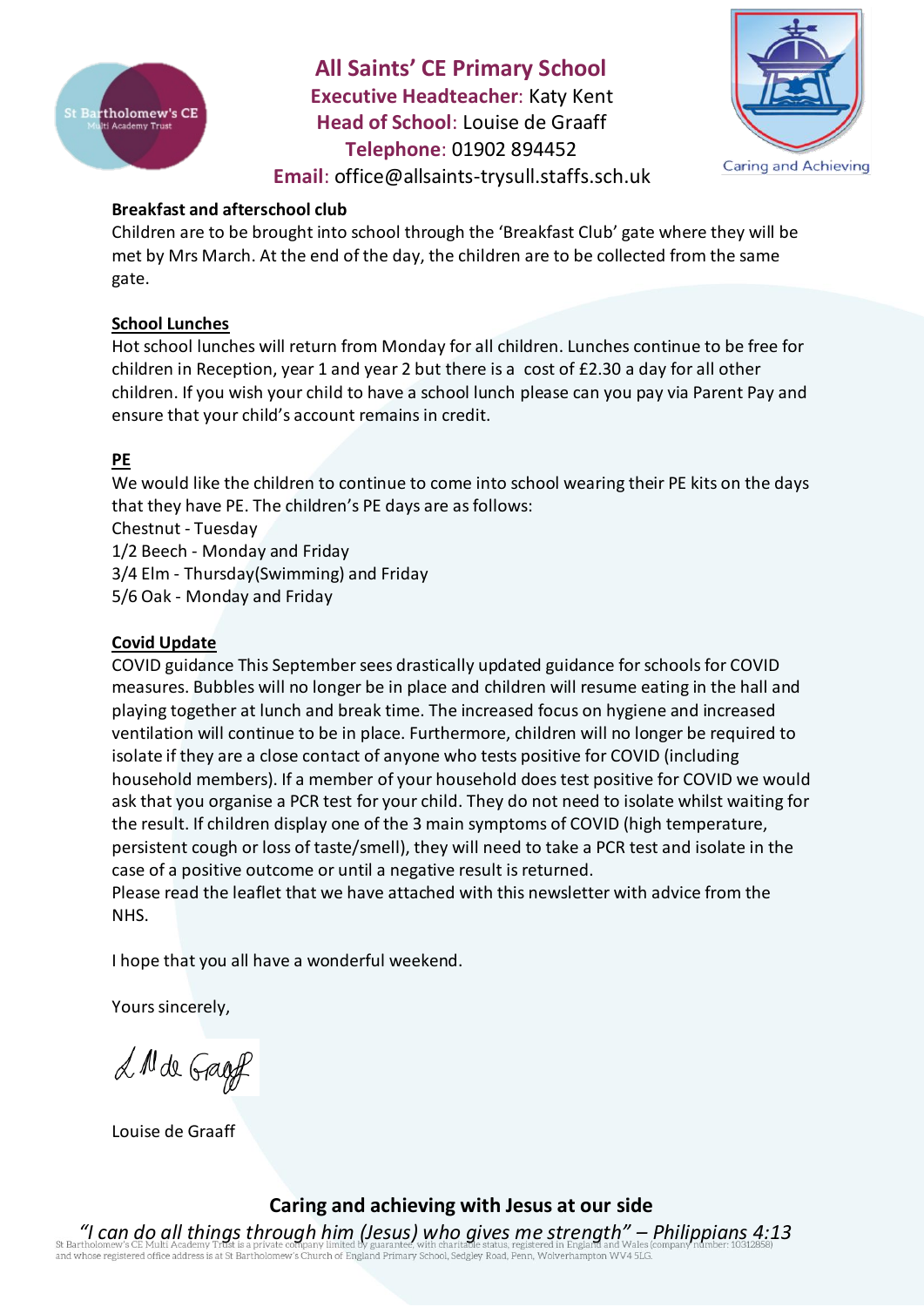# All Saints' CE Primary School

**Executive Headteacher**: Katy Kent
**Head of School**: Louise de Graaff
**Telephone**: 01902 894452
**Email**: office@allsaints-trysull.staffs.sch.uk

Caring and Achieving

**Breakfast and afterschool club**

Children are to be brought into school through the 'Breakfast Club' gate where they will be met by Mrs March. At the end of the day, the children are to be collected from the same gate.

**School Lunches**

Hot school lunches will return from Monday for all children. Lunches continue to be free for children in Reception, year 1 and year 2 but there is a cost of £2.30 a day for all other children. If you wish your child to have a school lunch please can you pay via Parent Pay and ensure that your child's account remains in credit.

**PE**

We would like the children to continue to come into school wearing their PE kits on the days that they have PE. The children's PE days are as follows:

Chestnut - Tuesday
1/2 Beech - Monday and Friday
3/4 Elm - Thursday(Swimming) and Friday
5/6 Oak - Monday and Friday

**Covid Update**

COVID guidance This September sees drastically updated guidance for schools for COVID measures. Bubbles will no longer be in place and children will resume eating in the hall and playing together at lunch and break time. The increased focus on hygiene and increased ventilation will continue to be in place. Furthermore, children will no longer be required to isolate if they are a close contact of anyone who tests positive for COVID (including household members). If a member of your household does test positive for COVID we would ask that you organise a PCR test for your child. They do not need to isolate whilst waiting for the result. If children display one of the 3 main symptoms of COVID (high temperature, persistent cough or loss of taste/smell), they will need to take a PCR test and isolate in the case of a positive outcome or until a negative result is returned.

Please read the leaflet that we have attached with this newsletter with advice from the NHS.

I hope that you all have a wonderful weekend.

Yours sincerely,

L M de Graaff

Louise de Graaff

**Caring and achieving with Jesus at our side**

*"I can do all things through him (Jesus) who gives me strength" – Philippians 4:13*

St Bartholomew's CE Multi Academy Trust is a private company limited by guarantee, with charitable status, registered in England and Wales (company number: 10312858) and whose registered office address is at St Bartholomew's Church of England Primary School, Sedgley Road, Penn, Wolverhampton WV4 5LG.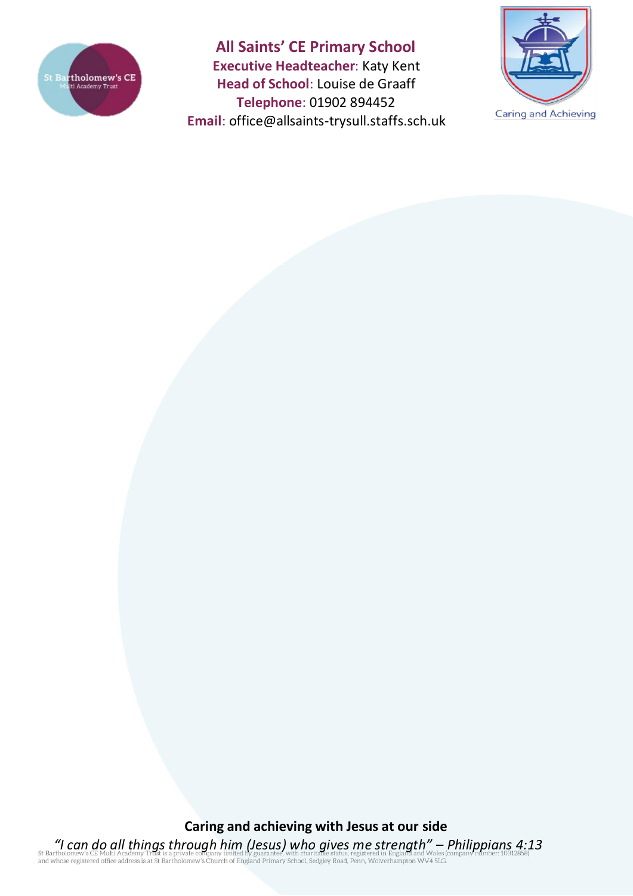# All Saints' CE Primary School

**Executive Headteacher**: Katy Kent
**Head of School**: Louise de Graaff
**Telephone**: 01902 894452
**Email**: office@allsaints-trysull.staffs.sch.uk

Caring and Achieving

**Caring and achieving with Jesus at our side**

*"I can do all things through him (Jesus) who gives me strength" – Philippians 4:13*

St Bartholomew's CE Multi Academy Trust is a private company limited by guarantee, with charitable status, registered in England and Wales (company number: 10312858) and whose registered office address is at St Bartholomew's Church of England Primary School, Sedgley Road, Penn, Wolverhampton WV4 5LG.